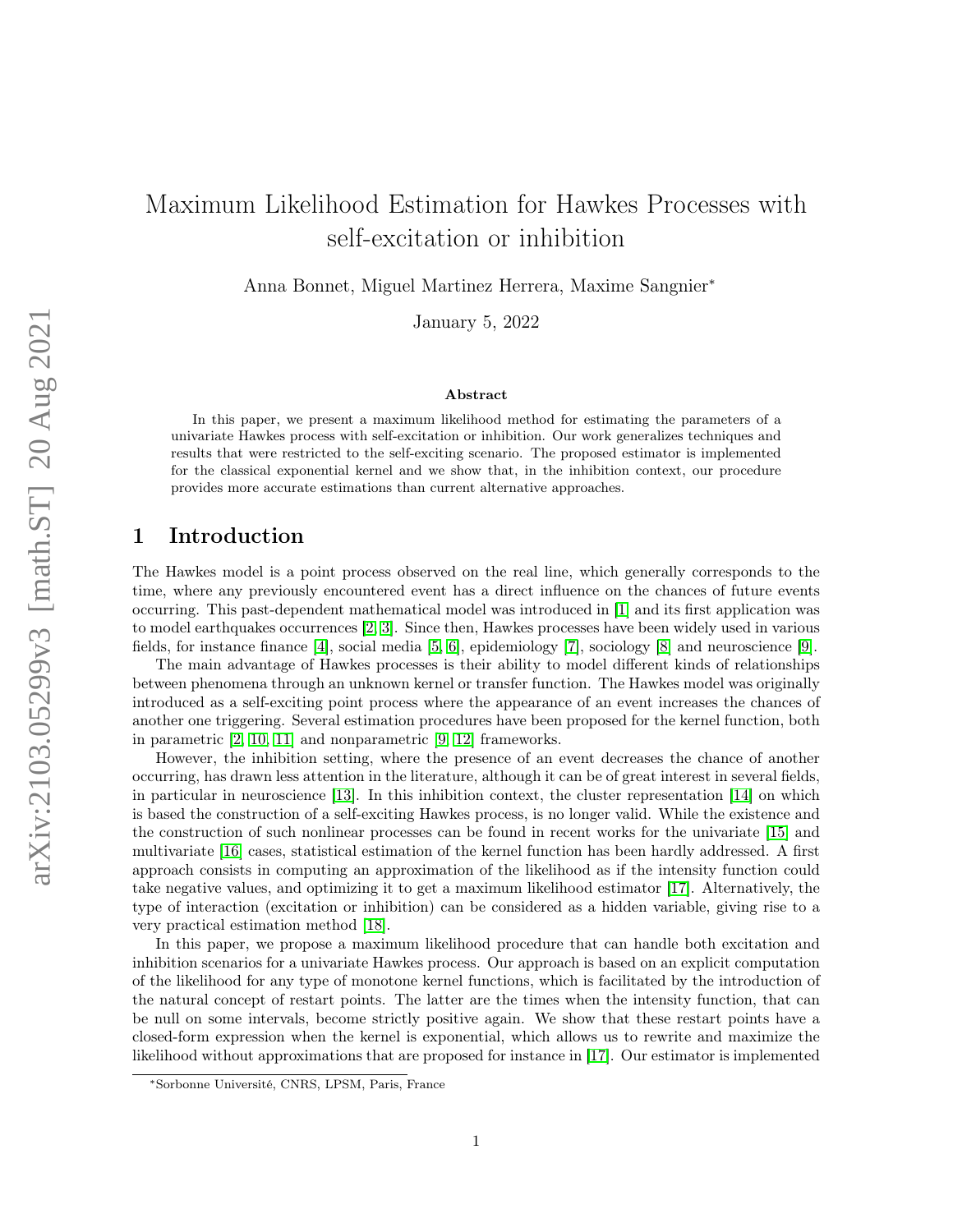# Maximum Likelihood Estimation for Hawkes Processes with self-excitation or inhibition

Anna Bonnet, Miguel Martinez Herrera, Maxime Sangnier*

January 5, 2022

**Abstract**

In this paper, we present a maximum likelihood method for estimating the parameters of a univariate Hawkes process with self-excitation or inhibition. Our work generalizes techniques and results that were restricted to the self-exciting scenario. The proposed estimator is implemented for the classical exponential kernel and we show that, in the inhibition context, our procedure provides more accurate estimations than current alternative approaches.

## 1 Introduction

The Hawkes model is a point process observed on the real line, which generally corresponds to the time, where any previously encountered event has a direct influence on the chances of future events occurring. This past-dependent mathematical model was introduced in [1] and its first application was to model earthquakes occurrences [2, 3]. Since then, Hawkes processes have been widely used in various fields, for instance finance [4], social media [5, 6], epidemiology [7], sociology [8] and neuroscience [9].

The main advantage of Hawkes processes is their ability to model different kinds of relationships between phenomena through an unknown kernel or transfer function. The Hawkes model was originally introduced as a self-exciting point process where the appearance of an event increases the chances of another one triggering. Several estimation procedures have been proposed for the kernel function, both in parametric [2, 10, 11] and nonparametric [9, 12] frameworks.

However, the inhibition setting, where the presence of an event decreases the chance of another occurring, has drawn less attention in the literature, although it can be of great interest in several fields, in particular in neuroscience [13]. In this inhibition context, the cluster representation [14] on which is based the construction of a self-exciting Hawkes process, is no longer valid. While the existence and the construction of such nonlinear processes can be found in recent works for the univariate [15] and multivariate [16] cases, statistical estimation of the kernel function has been hardly addressed. A first approach consists in computing an approximation of the likelihood as if the intensity function could take negative values, and optimizing it to get a maximum likelihood estimator [17]. Alternatively, the type of interaction (excitation or inhibition) can be considered as a hidden variable, giving rise to a very practical estimation method [18].

In this paper, we propose a maximum likelihood procedure that can handle both excitation and inhibition scenarios for a univariate Hawkes process. Our approach is based on an explicit computation of the likelihood for any type of monotone kernel functions, which is facilitated by the introduction of the natural concept of restart points. The latter are the times when the intensity function, that can be null on some intervals, become strictly positive again. We show that these restart points have a closed-form expression when the kernel is exponential, which allows us to rewrite and maximize the likelihood without approximations that are proposed for instance in [17]. Our estimator is implemented

*Sorbonne Université, CNRS, LPSM, Paris, France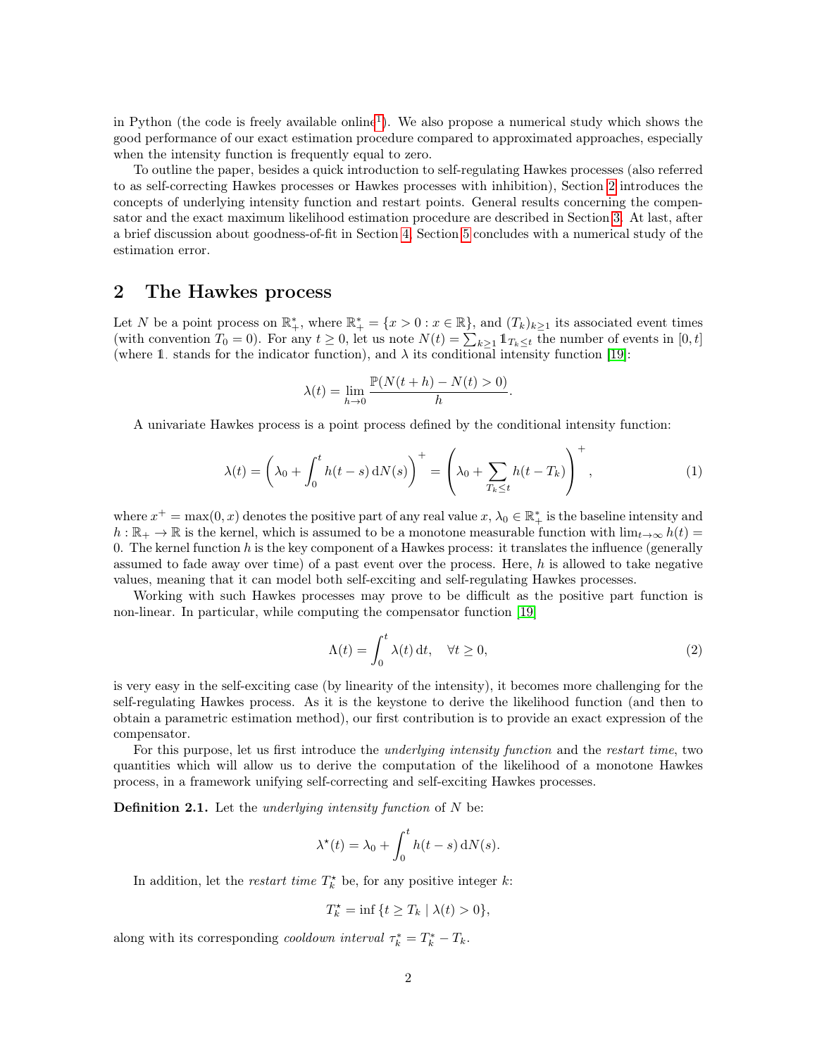in Python (the code is freely available online[1]). We also propose a numerical study which shows the good performance of our exact estimation procedure compared to approximated approaches, especially when the intensity function is frequently equal to zero.

To outline the paper, besides a quick introduction to self-regulating Hawkes processes (also referred to as self-correcting Hawkes processes or Hawkes processes with inhibition), Section 2 introduces the concepts of underlying intensity function and restart points. General results concerning the compensator and the exact maximum likelihood estimation procedure are described in Section 3. At last, after a brief discussion about goodness-of-fit in Section 4, Section 5 concludes with a numerical study of the estimation error.

## 2 The Hawkes process

Let $N$ be a point process on $\mathbb{R}_+^*$, where $\mathbb{R}_+^* = \{x > 0 : x \in \mathbb{R}\}$, and $(T_k)_{k \geq 1}$ its associated event times (with convention $T_0 = 0$). For any $t \geq 0$, let us note $N(t) = \sum_{k \geq 1} \mathbb{1}_{T_k \leq t}$ the number of events in $[0, t]$ (where $\mathbb{1}_{\cdot}$ stands for the indicator function), and $\lambda$ its conditional intensity function [19]:

$$\lambda(t) = \lim_{h \to 0} \frac{\mathbb{P}(N(t+h) - N(t) > 0)}{h}.$$

A univariate Hawkes process is a point process defined by the conditional intensity function:

$$\lambda(t) = \left( \lambda_0 + \int_0^t h(t-s) \,\mathrm{d}N(s) \right)^+ = \left( \lambda_0 + \sum_{T_k \leq t} h(t - T_k) \right)^+, \tag{1}$$

where $x^+ = \max(0, x)$ denotes the positive part of any real value $x$, $\lambda_0 \in \mathbb{R}_+^*$ is the baseline intensity and $h : \mathbb{R}_+ \to \mathbb{R}$ is the kernel, which is assumed to be a monotone measurable function with $\lim_{t \to \infty} h(t) = 0$. The kernel function $h$ is the key component of a Hawkes process: it translates the influence (generally assumed to fade away over time) of a past event over the process. Here, $h$ is allowed to take negative values, meaning that it can model both self-exciting and self-regulating Hawkes processes.

Working with such Hawkes processes may prove to be difficult as the positive part function is non-linear. In particular, while computing the compensator function [19]

$$\Lambda(t) = \int_0^t \lambda(t) \,\mathrm{d}t, \quad \forall t \geq 0, \tag{2}$$

is very easy in the self-exciting case (by linearity of the intensity), it becomes more challenging for the self-regulating Hawkes process. As it is the keystone to derive the likelihood function (and then to obtain a parametric estimation method), our first contribution is to provide an exact expression of the compensator.

For this purpose, let us first introduce the *underlying intensity function* and the *restart time*, two quantities which will allow us to derive the computation of the likelihood of a monotone Hawkes process, in a framework unifying self-correcting and self-exciting Hawkes processes.

**Definition 2.1.** Let the *underlying intensity function* of $N$ be:

$$\lambda^\star(t) = \lambda_0 + \int_0^t h(t-s) \,\mathrm{d}N(s).$$

In addition, let the *restart time* $T_k^\star$ be, for any positive integer $k$:

$$T_k^\star = \inf \{t \geq T_k \mid \lambda(t) > 0\},$$

along with its corresponding *cooldown interval* $\tau_k^* = T_k^* - T_k$.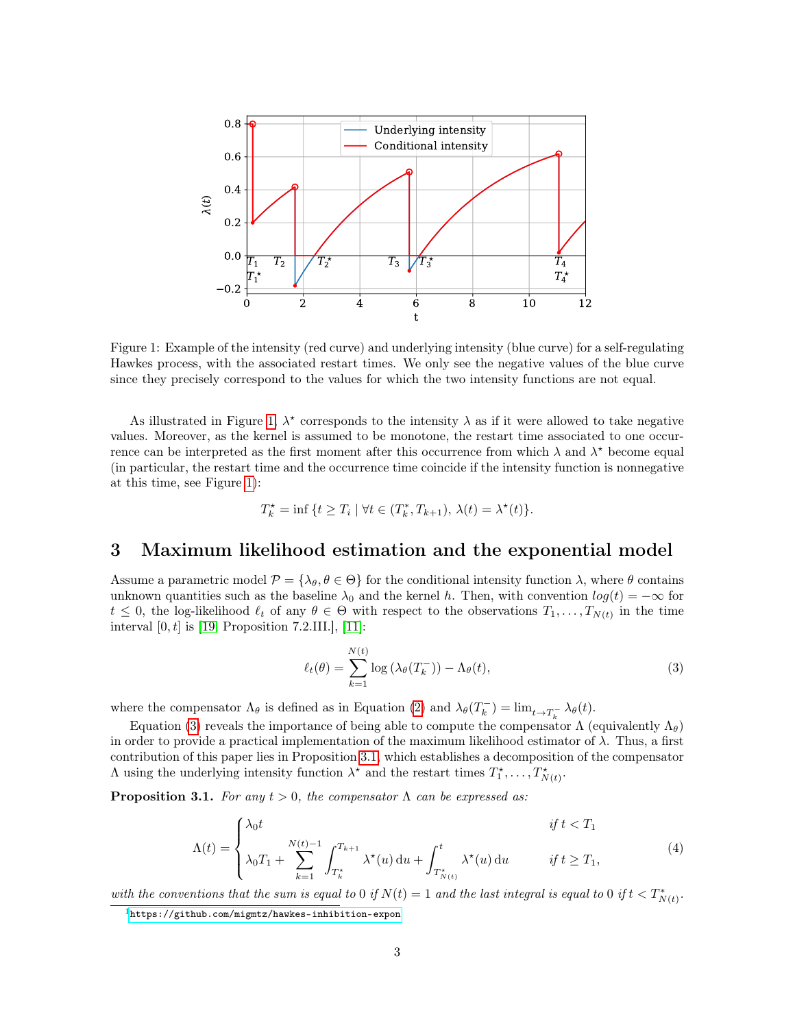Figure 1: Example of the intensity (red curve) and underlying intensity (blue curve) for a self-regulating Hawkes process, with the associated restart times. We only see the negative values of the blue curve since they precisely correspond to the values for which the two intensity functions are not equal.

As illustrated in Figure 1, $\lambda^\star$ corresponds to the intensity $\lambda$ as if it were allowed to take negative values. Moreover, as the kernel is assumed to be monotone, the restart time associated to one occurrence can be interpreted as the first moment after this occurrence from which $\lambda$ and $\lambda^\star$ become equal (in particular, the restart time and the occurrence time coincide if the intensity function is nonnegative at this time, see Figure 1):

$$T_k^\star = \inf\{t \geq T_i \mid \forall t \in (T_k^*, T_{k+1}),\, \lambda(t) = \lambda^\star(t)\}.$$

## 3 Maximum likelihood estimation and the exponential model

Assume a parametric model $\mathcal{P} = \{\lambda_\theta, \theta \in \Theta\}$ for the conditional intensity function $\lambda$, where $\theta$ contains unknown quantities such as the baseline $\lambda_0$ and the kernel $h$. Then, with convention $log(t) = -\infty$ for $t \leq 0$, the log-likelihood $\ell_t$ of any $\theta \in \Theta$ with respect to the observations $T_1, \ldots, T_{N(t)}$ in the time interval $[0, t]$ is [19, Proposition 7.2.III.], [11]:

$$\ell_t(\theta) = \sum_{k=1}^{N(t)} \log\left(\lambda_\theta(T_k^-)\right) - \Lambda_\theta(t), \tag{3}$$

where the compensator $\Lambda_\theta$ is defined as in Equation (2) and $\lambda_\theta(T_k^-) = \lim_{t \to T_k^-} \lambda_\theta(t)$.

Equation (3) reveals the importance of being able to compute the compensator $\Lambda$ (equivalently $\Lambda_\theta$) in order to provide a practical implementation of the maximum likelihood estimator of $\lambda$. Thus, a first contribution of this paper lies in Proposition 3.1, which establishes a decomposition of the compensator $\Lambda$ using the underlying intensity function $\lambda^\star$ and the restart times $T_1^\star, \ldots, T_{N(t)}^\star$.

**Proposition 3.1.** *For any $t > 0$, the compensator $\Lambda$ can be expressed as:*

$$\Lambda(t) = \begin{cases} \lambda_0 t & \text{if } t < T_1 \\ \lambda_0 T_1 + \displaystyle\sum_{k=1}^{N(t)-1} \int_{T_k^\star}^{T_{k+1}} \lambda^\star(u)\,\mathrm{d}u + \int_{T_{N(t)}^\star}^{t} \lambda^\star(u)\,\mathrm{d}u & \text{if } t \geq T_1, \end{cases} \tag{4}$$

*with the conventions that the sum is equal to 0 if $N(t) = 1$ and the last integral is equal to 0 if $t < T_{N(t)}^*$.*

[1] https://github.com/migmtz/hawkes-inhibition-expon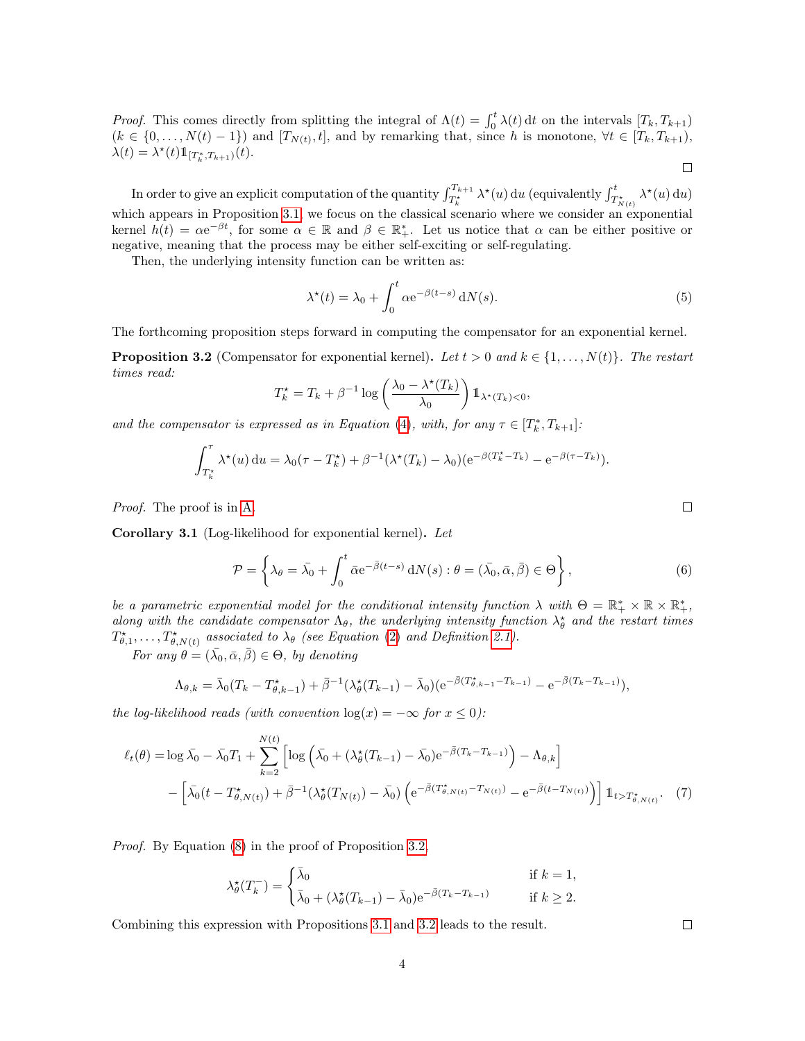*Proof.* This comes directly from splitting the integral of $\Lambda(t) = \int_0^t \lambda(t)\,\mathrm{d}t$ on the intervals $[T_k, T_{k+1})$ ($k \in \{0, \ldots, N(t)-1\}$) and $[T_{N(t)}, t]$, and by remarking that, since $h$ is monotone, $\forall t \in [T_k, T_{k+1})$, $\lambda(t) = \lambda^\star(t)\mathbb{1}_{[T_k^*, T_{k+1})}(t)$. $\square$

In order to give an explicit computation of the quantity $\int_{T_k^\star}^{T_{k+1}} \lambda^\star(u)\,\mathrm{d}u$ (equivalently $\int_{T_{N(t)}^\star}^{t} \lambda^\star(u)\,\mathrm{d}u$) which appears in Proposition 3.1, we focus on the classical scenario where we consider an exponential kernel $h(t) = \alpha \mathrm{e}^{-\beta t}$, for some $\alpha \in \mathbb{R}$ and $\beta \in \mathbb{R}_+^*$. Let us notice that $\alpha$ can be either positive or negative, meaning that the process may be either self-exciting or self-regulating.

Then, the underlying intensity function can be written as:

$$\lambda^\star(t) = \lambda_0 + \int_0^t \alpha \mathrm{e}^{-\beta(t-s)}\,\mathrm{d}N(s). \tag{5}$$

The forthcoming proposition steps forward in computing the compensator for an exponential kernel.

**Proposition 3.2** (Compensator for exponential kernel)**.** *Let $t > 0$ and $k \in \{1, \ldots, N(t)\}$. The restart times read:*

$$T_k^\star = T_k + \beta^{-1} \log\left(\frac{\lambda_0 - \lambda^\star(T_k)}{\lambda_0}\right) \mathbb{1}_{\lambda^\star(T_k)<0},$$

*and the compensator is expressed as in Equation (4), with, for any $\tau \in [T_k^*, T_{k+1}]$:*

$$\int_{T_k^\star}^{\tau} \lambda^\star(u)\,\mathrm{d}u = \lambda_0(\tau - T_k^\star) + \beta^{-1}(\lambda^\star(T_k) - \lambda_0)(\mathrm{e}^{-\beta(T_k^\star - T_k)} - \mathrm{e}^{-\beta(\tau - T_k)}).$$

*Proof.* The proof is in A. $\square$

**Corollary 3.1** (Log-likelihood for exponential kernel)**.** *Let*

$$\mathcal{P} = \left\{ \lambda_\theta = \bar{\lambda}_0 + \int_0^t \bar{\alpha} \mathrm{e}^{-\bar{\beta}(t-s)}\,\mathrm{d}N(s) : \theta = (\bar{\lambda}_0, \bar{\alpha}, \bar{\beta}) \in \Theta \right\}, \tag{6}$$

*be a parametric exponential model for the conditional intensity function $\lambda$ with $\Theta = \mathbb{R}_+^* \times \mathbb{R} \times \mathbb{R}_+^*$, along with the candidate compensator $\Lambda_\theta$, the underlying intensity function $\lambda_\theta^\star$ and the restart times $T_{\theta,1}^\star, \ldots, T_{\theta,N(t)}^\star$ associated to $\lambda_\theta$ (see Equation (2) and Definition 2.1).*

*For any $\theta = (\bar{\lambda}_0, \bar{\alpha}, \bar{\beta}) \in \Theta$, by denoting*

$$\Lambda_{\theta,k} = \bar{\lambda}_0(T_k - T_{\theta,k-1}^\star) + \bar{\beta}^{-1}(\lambda_\theta^\star(T_{k-1}) - \bar{\lambda}_0)(\mathrm{e}^{-\bar{\beta}(T_{\theta,k-1}^\star - T_{k-1})} - \mathrm{e}^{-\bar{\beta}(T_k - T_{k-1})}),$$

*the log-likelihood reads (with convention $\log(x) = -\infty$ for $x \leq 0$):*

$$\begin{aligned}
\ell_t(\theta) = &\log \bar{\lambda}_0 - \bar{\lambda}_0 T_1 + \sum_{k=2}^{N(t)} \left[ \log\left( \bar{\lambda}_0 + (\lambda_\theta^\star(T_{k-1}) - \bar{\lambda}_0)\mathrm{e}^{-\bar{\beta}(T_k - T_{k-1})} \right) - \Lambda_{\theta,k} \right] \\
&- \left[ \bar{\lambda}_0(t - T_{\theta,N(t)}^\star) + \bar{\beta}^{-1}(\lambda_\theta^\star(T_{N(t)}) - \bar{\lambda}_0) \left( \mathrm{e}^{-\bar{\beta}(T_{\theta,N(t)}^\star - T_{N(t)})} - \mathrm{e}^{-\bar{\beta}(t - T_{N(t)})} \right) \right] \mathbb{1}_{t > T_{\theta,N(t)}^\star}.
\end{aligned} \tag{7}$$

*Proof.* By Equation (8) in the proof of Proposition 3.2,

$$\lambda_\theta^\star(T_k^-) = \begin{cases} \bar{\lambda}_0 & \text{if } k = 1, \\ \bar{\lambda}_0 + (\lambda_\theta^\star(T_{k-1}) - \bar{\lambda}_0)\mathrm{e}^{-\bar{\beta}(T_k - T_{k-1})} & \text{if } k \geq 2. \end{cases}$$

Combining this expression with Propositions 3.1 and 3.2 leads to the result. $\square$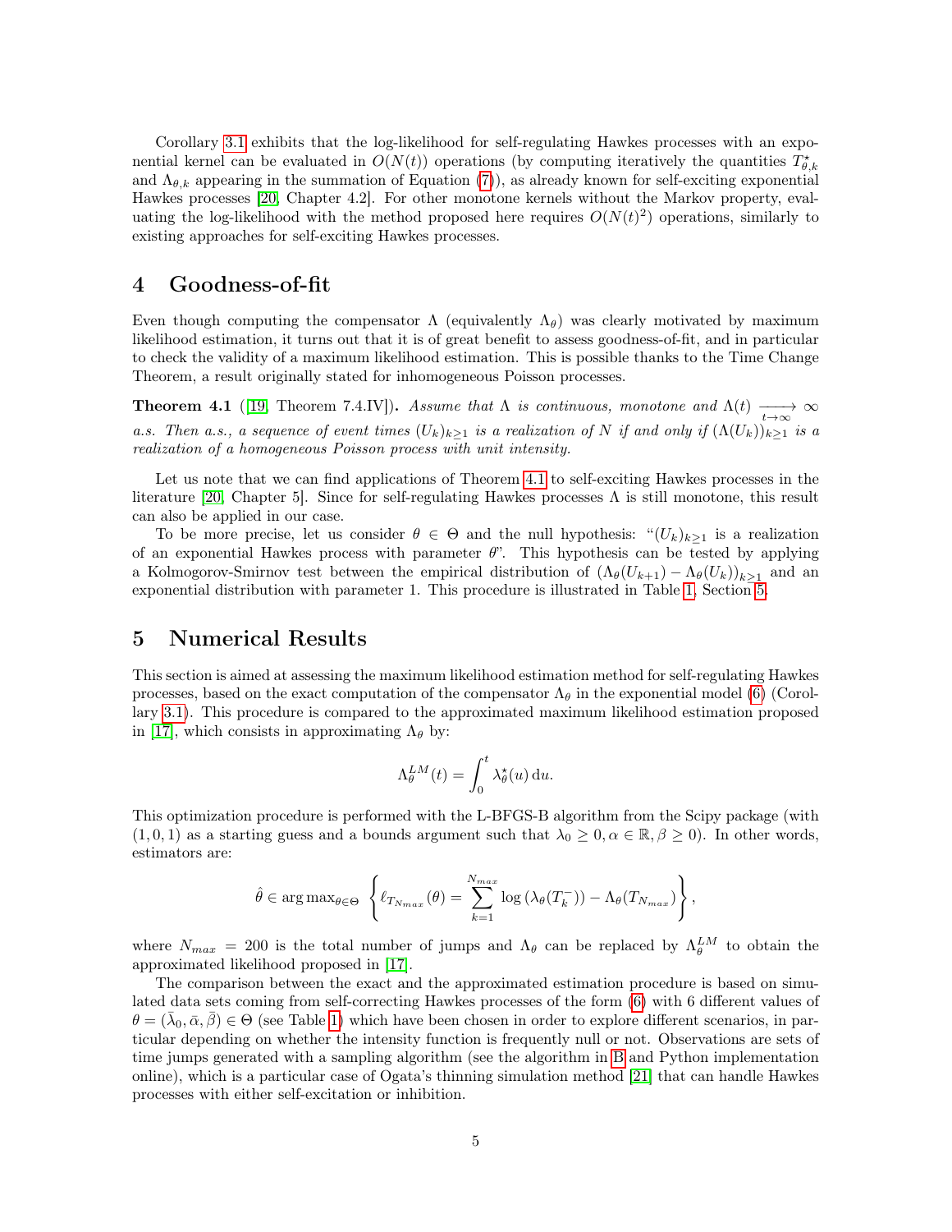Corollary 3.1 exhibits that the log-likelihood for self-regulating Hawkes processes with an exponential kernel can be evaluated in $O(N(t))$ operations (by computing iteratively the quantities $T^{\star}_{\theta,k}$ and $\Lambda_{\theta,k}$ appearing in the summation of Equation (7)), as already known for self-exciting exponential Hawkes processes [20, Chapter 4.2]. For other monotone kernels without the Markov property, evaluating the log-likelihood with the method proposed here requires $O(N(t)^2)$ operations, similarly to existing approaches for self-exciting Hawkes processes.

# 4 Goodness-of-fit

Even though computing the compensator $\Lambda$ (equivalently $\Lambda_\theta$) was clearly motivated by maximum likelihood estimation, it turns out that it is of great benefit to assess goodness-of-fit, and in particular to check the validity of a maximum likelihood estimation. This is possible thanks to the Time Change Theorem, a result originally stated for inhomogeneous Poisson processes.

**Theorem 4.1** ([19, Theorem 7.4.IV]). *Assume that $\Lambda$ is continuous, monotone and $\Lambda(t) \xrightarrow[t\to\infty]{} \infty$ a.s. Then a.s., a sequence of event times $(U_k)_{k\geq 1}$ is a realization of $N$ if and only if $(\Lambda(U_k))_{k\geq 1}$ is a realization of a homogeneous Poisson process with unit intensity.*

Let us note that we can find applications of Theorem 4.1 to self-exciting Hawkes processes in the literature [20, Chapter 5]. Since for self-regulating Hawkes processes $\Lambda$ is still monotone, this result can also be applied in our case.

To be more precise, let us consider $\theta \in \Theta$ and the null hypothesis: "$(U_k)_{k\geq 1}$ is a realization of an exponential Hawkes process with parameter $\theta$". This hypothesis can be tested by applying a Kolmogorov-Smirnov test between the empirical distribution of $(\Lambda_\theta(U_{k+1}) - \Lambda_\theta(U_k))_{k\geq 1}$ and an exponential distribution with parameter 1. This procedure is illustrated in Table 1, Section 5.

# 5 Numerical Results

This section is aimed at assessing the maximum likelihood estimation method for self-regulating Hawkes processes, based on the exact computation of the compensator $\Lambda_\theta$ in the exponential model (6) (Corollary 3.1). This procedure is compared to the approximated maximum likelihood estimation proposed in [17], which consists in approximating $\Lambda_\theta$ by:

$$\Lambda_\theta^{LM}(t) = \int_0^t \lambda_\theta^{\star}(u)\,\mathrm{d}u.$$

This optimization procedure is performed with the L-BFGS-B algorithm from the Scipy package (with $(1, 0, 1)$ as a starting guess and a bounds argument such that $\lambda_0 \geq 0, \alpha \in \mathbb{R}, \beta \geq 0$). In other words, estimators are:

$$\hat{\theta} \in \arg\max_{\theta\in\Theta} \left\{ \ell_{T_{N_{max}}}(\theta) = \sum_{k=1}^{N_{max}} \log\left(\lambda_\theta(T_k^-)\right) - \Lambda_\theta(T_{N_{max}}) \right\},$$

where $N_{max} = 200$ is the total number of jumps and $\Lambda_\theta$ can be replaced by $\Lambda_\theta^{LM}$ to obtain the approximated likelihood proposed in [17].

The comparison between the exact and the approximated estimation procedure is based on simulated data sets coming from self-correcting Hawkes processes of the form (6) with 6 different values of $\theta = (\bar{\lambda}_0, \bar{\alpha}, \bar{\beta}) \in \Theta$ (see Table 1) which have been chosen in order to explore different scenarios, in particular depending on whether the intensity function is frequently null or not. Observations are sets of time jumps generated with a sampling algorithm (see the algorithm in B and Python implementation online), which is a particular case of Ogata's thinning simulation method [21] that can handle Hawkes processes with either self-excitation or inhibition.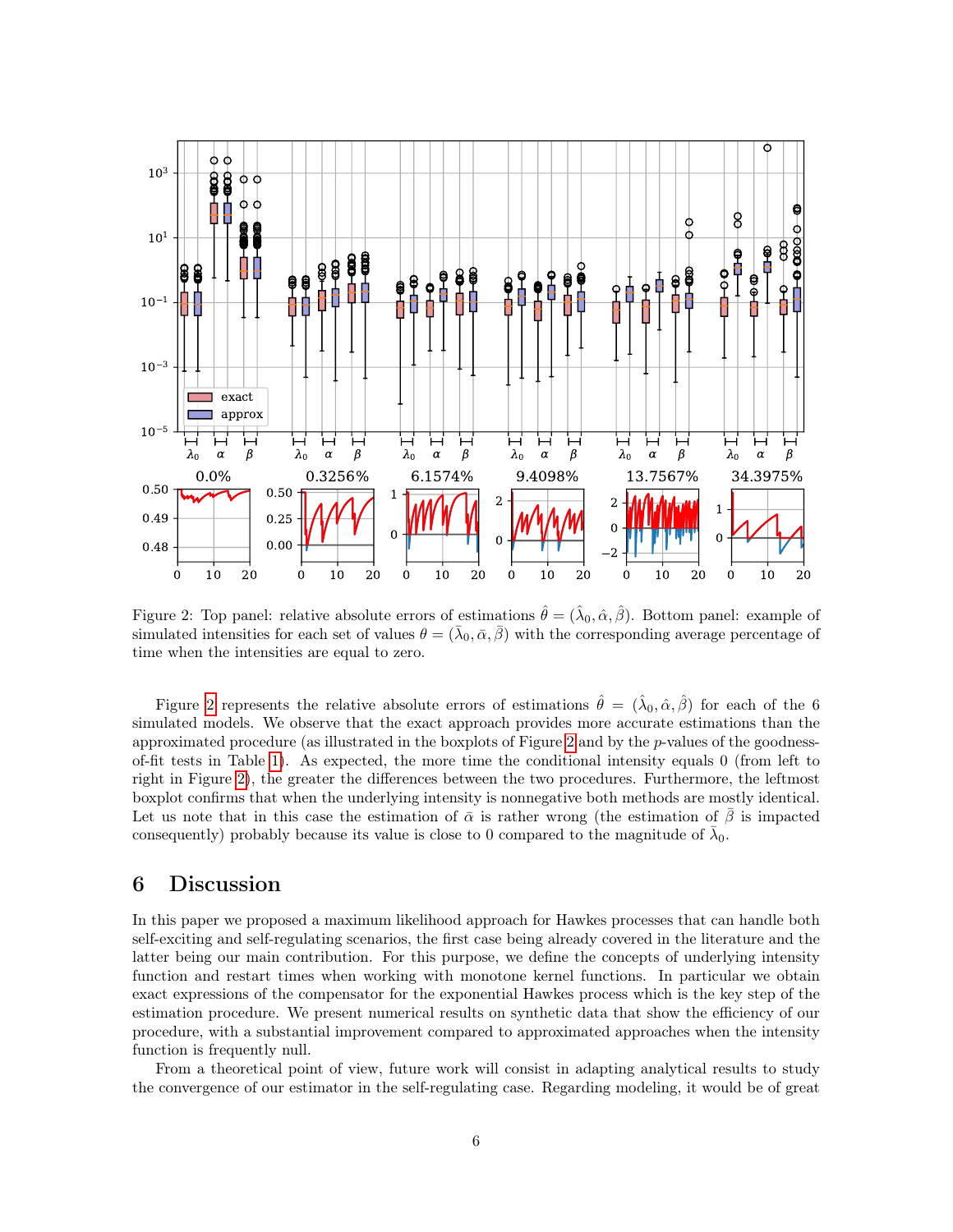Figure 2: Top panel: relative absolute errors of estimations $\hat{\theta} = (\hat{\lambda}_0, \hat{\alpha}, \hat{\beta})$. Bottom panel: example of simulated intensities for each set of values $\theta = (\bar{\lambda}_0, \bar{\alpha}, \bar{\beta})$ with the corresponding average percentage of time when the intensities are equal to zero.

Figure 2 represents the relative absolute errors of estimations $\hat{\theta} = (\hat{\lambda}_0, \hat{\alpha}, \hat{\beta})$ for each of the 6 simulated models. We observe that the exact approach provides more accurate estimations than the approximated procedure (as illustrated in the boxplots of Figure 2 and by the $p$-values of the goodness-of-fit tests in Table 1). As expected, the more time the conditional intensity equals 0 (from left to right in Figure 2), the greater the differences between the two procedures. Furthermore, the leftmost boxplot confirms that when the underlying intensity is nonnegative both methods are mostly identical. Let us note that in this case the estimation of $\bar{\alpha}$ is rather wrong (the estimation of $\bar{\beta}$ is impacted consequently) probably because its value is close to 0 compared to the magnitude of $\bar{\lambda}_0$.

## 6 Discussion

In this paper we proposed a maximum likelihood approach for Hawkes processes that can handle both self-exciting and self-regulating scenarios, the first case being already covered in the literature and the latter being our main contribution. For this purpose, we define the concepts of underlying intensity function and restart times when working with monotone kernel functions. In particular we obtain exact expressions of the compensator for the exponential Hawkes process which is the key step of the estimation procedure. We present numerical results on synthetic data that show the efficiency of our procedure, with a substantial improvement compared to approximated approaches when the intensity function is frequently null.

From a theoretical point of view, future work will consist in adapting analytical results to study the convergence of our estimator in the self-regulating case. Regarding modeling, it would be of great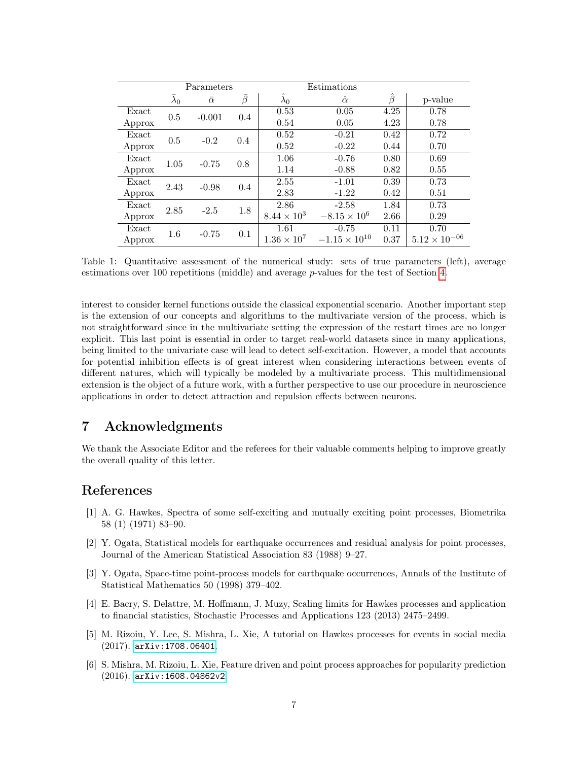| | Parameters | | | Estimations | | | |
|---|---|---|---|---|---|---|---|
| | $\bar{\lambda}_0$ | $\bar{\alpha}$ | $\bar{\beta}$ | $\hat{\lambda}_0$ | $\hat{\alpha}$ | $\hat{\beta}$ | p-value |
| Exact | 0.5 | -0.001 | 0.4 | 0.53 | 0.05 | 4.25 | 0.78 |
| Approx | | | | 0.54 | 0.05 | 4.23 | 0.78 |
| Exact | 0.5 | -0.2 | 0.4 | 0.52 | -0.21 | 0.42 | 0.72 |
| Approx | | | | 0.52 | -0.22 | 0.44 | 0.70 |
| Exact | 1.05 | -0.75 | 0.8 | 1.06 | -0.76 | 0.80 | 0.69 |
| Approx | | | | 1.14 | -0.88 | 0.82 | 0.55 |
| Exact | 2.43 | -0.98 | 0.4 | 2.55 | -1.01 | 0.39 | 0.73 |
| Approx | | | | 2.83 | -1.22 | 0.42 | 0.51 |
| Exact | 2.85 | -2.5 | 1.8 | 2.86 | -2.58 | 1.84 | 0.73 |
| Approx | | | | $8.44 \times 10^{3}$ | $-8.15 \times 10^{6}$ | 2.66 | 0.29 |
| Exact | 1.6 | -0.75 | 0.1 | 1.61 | -0.75 | 0.11 | 0.70 |
| Approx | | | | $1.36 \times 10^{7}$ | $-1.15 \times 10^{10}$ | 0.37 | $5.12 \times 10^{-06}$ |

Table 1: Quantitative assessment of the numerical study: sets of true parameters (left), average estimations over 100 repetitions (middle) and average $p$-values for the test of Section 4.

interest to consider kernel functions outside the classical exponential scenario. Another important step is the extension of our concepts and algorithms to the multivariate version of the process, which is not straightforward since in the multivariate setting the expression of the restart times are no longer explicit. This last point is essential in order to target real-world datasets since in many applications, being limited to the univariate case will lead to detect self-excitation. However, a model that accounts for potential inhibition effects is of great interest when considering interactions between events of different natures, which will typically be modeled by a multivariate process. This multidimensional extension is the object of a future work, with a further perspective to use our procedure in neuroscience applications in order to detect attraction and repulsion effects between neurons.

# 7 Acknowledgments

We thank the Associate Editor and the referees for their valuable comments helping to improve greatly the overall quality of this letter.

# References

[1] A. G. Hawkes, Spectra of some self-exciting and mutually exciting point processes, Biometrika 58 (1) (1971) 83–90.

[2] Y. Ogata, Statistical models for earthquake occurrences and residual analysis for point processes, Journal of the American Statistical Association 83 (1988) 9–27.

[3] Y. Ogata, Space-time point-process models for earthquake occurrences, Annals of the Institute of Statistical Mathematics 50 (1998) 379–402.

[4] E. Bacry, S. Delattre, M. Hoffmann, J. Muzy, Scaling limits for Hawkes processes and application to financial statistics, Stochastic Processes and Applications 123 (2013) 2475–2499.

[5] M. Rizoiu, Y. Lee, S. Mishra, L. Xie, A tutorial on Hawkes processes for events in social media (2017). arXiv:1708.06401.

[6] S. Mishra, M. Rizoiu, L. Xie, Feature driven and point process approaches for popularity prediction (2016). arXiv:1608.04862v2.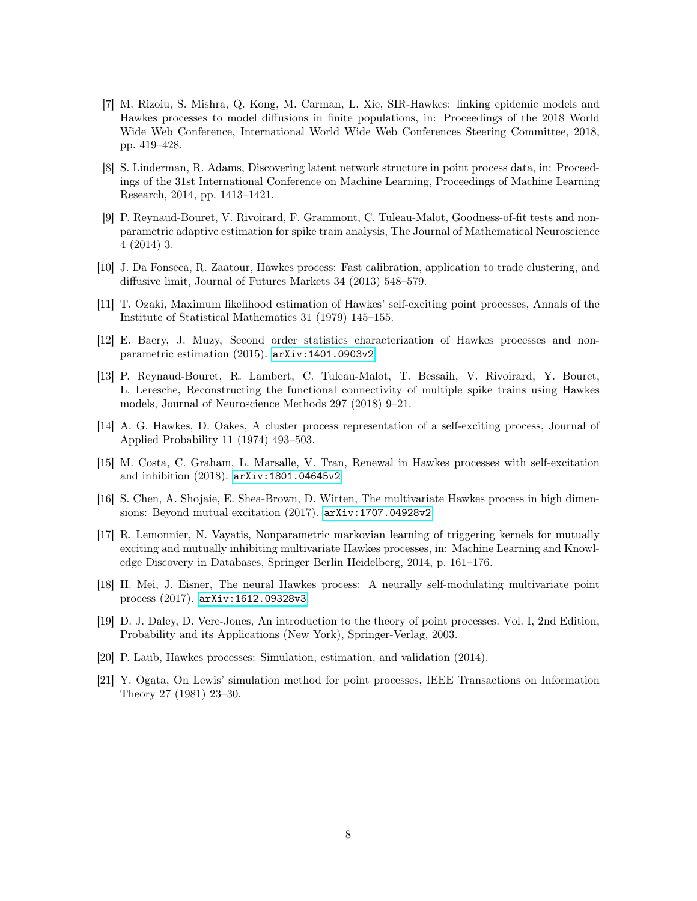[7] M. Rizoiu, S. Mishra, Q. Kong, M. Carman, L. Xie, SIR-Hawkes: linking epidemic models and Hawkes processes to model diffusions in finite populations, in: Proceedings of the 2018 World Wide Web Conference, International World Wide Web Conferences Steering Committee, 2018, pp. 419–428.

[8] S. Linderman, R. Adams, Discovering latent network structure in point process data, in: Proceedings of the 31st International Conference on Machine Learning, Proceedings of Machine Learning Research, 2014, pp. 1413–1421.

[9] P. Reynaud-Bouret, V. Rivoirard, F. Grammont, C. Tuleau-Malot, Goodness-of-fit tests and non-parametric adaptive estimation for spike train analysis, The Journal of Mathematical Neuroscience 4 (2014) 3.

[10] J. Da Fonseca, R. Zaatour, Hawkes process: Fast calibration, application to trade clustering, and diffusive limit, Journal of Futures Markets 34 (2013) 548–579.

[11] T. Ozaki, Maximum likelihood estimation of Hawkes' self-exciting point processes, Annals of the Institute of Statistical Mathematics 31 (1979) 145–155.

[12] E. Bacry, J. Muzy, Second order statistics characterization of Hawkes processes and non-parametric estimation (2015). arXiv:1401.0903v2.

[13] P. Reynaud-Bouret, R. Lambert, C. Tuleau-Malot, T. Bessaih, V. Rivoirard, Y. Bouret, L. Leresche, Reconstructing the functional connectivity of multiple spike trains using Hawkes models, Journal of Neuroscience Methods 297 (2018) 9–21.

[14] A. G. Hawkes, D. Oakes, A cluster process representation of a self-exciting process, Journal of Applied Probability 11 (1974) 493–503.

[15] M. Costa, C. Graham, L. Marsalle, V. Tran, Renewal in Hawkes processes with self-excitation and inhibition (2018). arXiv:1801.04645v2.

[16] S. Chen, A. Shojaie, E. Shea-Brown, D. Witten, The multivariate Hawkes process in high dimensions: Beyond mutual excitation (2017). arXiv:1707.04928v2.

[17] R. Lemonnier, N. Vayatis, Nonparametric markovian learning of triggering kernels for mutually exciting and mutually inhibiting multivariate Hawkes processes, in: Machine Learning and Knowledge Discovery in Databases, Springer Berlin Heidelberg, 2014, p. 161–176.

[18] H. Mei, J. Eisner, The neural Hawkes process: A neurally self-modulating multivariate point process (2017). arXiv:1612.09328v3.

[19] D. J. Daley, D. Vere-Jones, An introduction to the theory of point processes. Vol. I, 2nd Edition, Probability and its Applications (New York), Springer-Verlag, 2003.

[20] P. Laub, Hawkes processes: Simulation, estimation, and validation (2014).

[21] Y. Ogata, On Lewis' simulation method for point processes, IEEE Transactions on Information Theory 27 (1981) 23–30.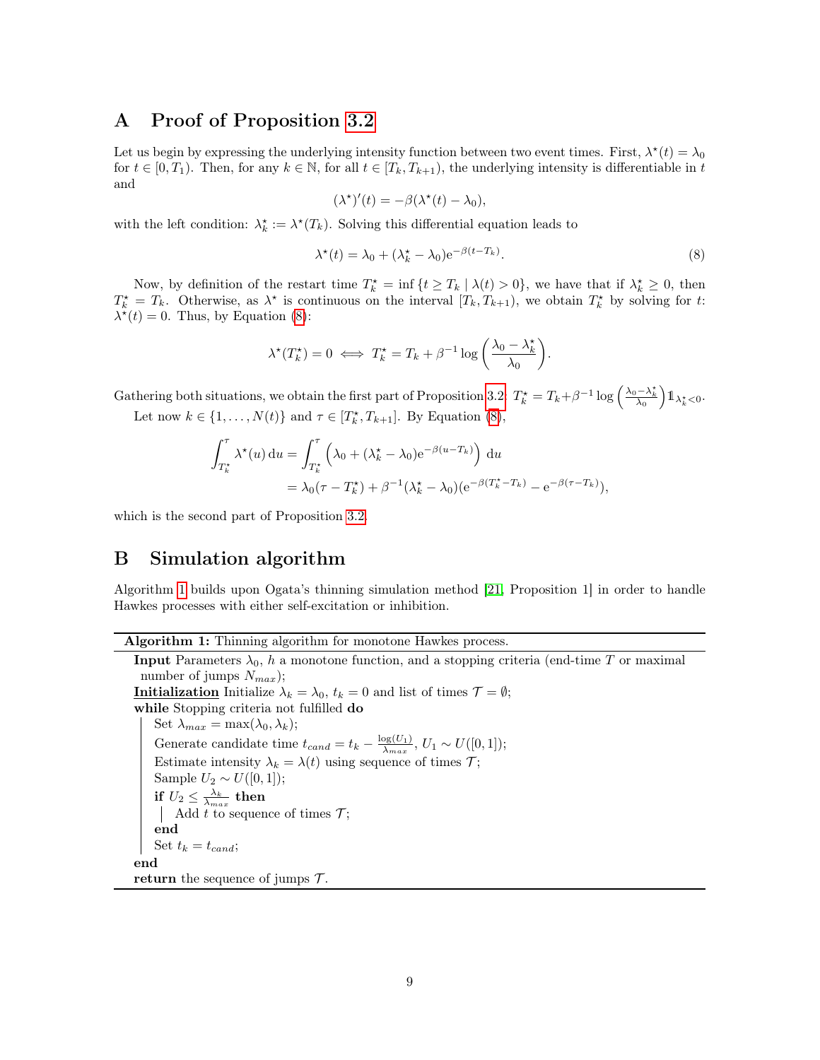# A Proof of Proposition 3.2

Let us begin by expressing the underlying intensity function between two event times. First, $\lambda^\star(t) = \lambda_0$ for $t \in [0, T_1)$. Then, for any $k \in \mathbb{N}$, for all $t \in [T_k, T_{k+1})$, the underlying intensity is differentiable in $t$ and

$$(\lambda^\star)'(t) = -\beta(\lambda^\star(t) - \lambda_0),$$

with the left condition: $\lambda_k^\star := \lambda^\star(T_k)$. Solving this differential equation leads to

$$\lambda^\star(t) = \lambda_0 + (\lambda_k^\star - \lambda_0)\mathrm{e}^{-\beta(t-T_k)}. \tag{8}$$

Now, by definition of the restart time $T_k^\star = \inf\{t \geq T_k \mid \lambda(t) > 0\}$, we have that if $\lambda_k^\star \geq 0$, then $T_k^\star = T_k$. Otherwise, as $\lambda^\star$ is continuous on the interval $[T_k, T_{k+1})$, we obtain $T_k^\star$ by solving for $t$: $\lambda^\star(t) = 0$. Thus, by Equation (8):

$$\lambda^\star(T_k^\star) = 0 \iff T_k^\star = T_k + \beta^{-1} \log\left(\frac{\lambda_0 - \lambda_k^\star}{\lambda_0}\right).$$

Gathering both situations, we obtain the first part of Proposition 3.2: $T_k^\star = T_k + \beta^{-1}\log\left(\frac{\lambda_0 - \lambda_k^\star}{\lambda_0}\right)\mathbb{1}_{\lambda_k^\star < 0}$.

Let now $k \in \{1, \ldots, N(t)\}$ and $\tau \in [T_k^\star, T_{k+1}]$. By Equation (8),

$$\begin{aligned}
\int_{T_k^\star}^{\tau} \lambda^\star(u)\,\mathrm{d}u &= \int_{T_k^\star}^{\tau} \left(\lambda_0 + (\lambda_k^\star - \lambda_0)\mathrm{e}^{-\beta(u-T_k)}\right)\,\mathrm{d}u \\
&= \lambda_0(\tau - T_k^\star) + \beta^{-1}(\lambda_k^\star - \lambda_0)(\mathrm{e}^{-\beta(T_k^\star - T_k)} - \mathrm{e}^{-\beta(\tau - T_k)}),
\end{aligned}$$

which is the second part of Proposition 3.2.

# B Simulation algorithm

Algorithm 1 builds upon Ogata's thinning simulation method [21, Proposition 1] in order to handle Hawkes processes with either self-excitation or inhibition.

**Algorithm 1:** Thinning algorithm for monotone Hawkes process.

```
Input Parameters λ_0, h a monotone function, and a stopping criteria (end-time T or maximal
  number of jumps N_max);
Initialization Initialize λ_k = λ_0, t_k = 0 and list of times 𝒯 = ∅;
while Stopping criteria not fulfilled do
    Set λ_max = max(λ_0, λ_k);
    Generate candidate time t_cand = t_k − log(U_1)/λ_max, U_1 ∼ U([0,1]);
    Estimate intensity λ_k = λ(t) using sequence of times 𝒯;
    Sample U_2 ∼ U([0,1]);
    if U_2 ≤ λ_k/λ_max then
        Add t to sequence of times 𝒯;
    end
    Set t_k = t_cand;
end
return the sequence of jumps 𝒯.
```